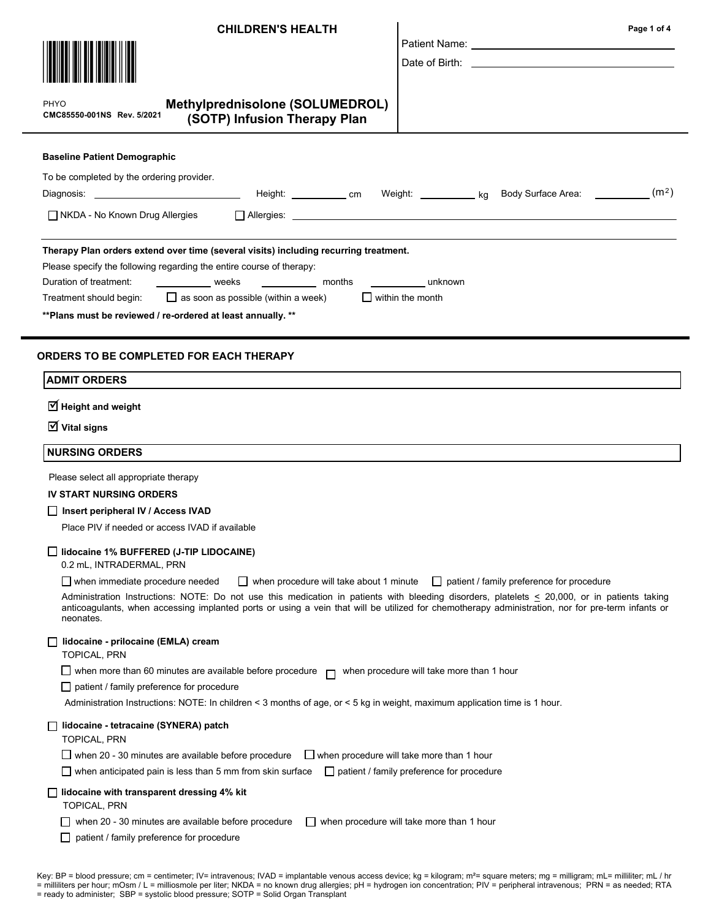**CHILDREN'S HEALTH**

PHYO
**CMC85550-001NS Rev. 5/2021**

# Methylprednisolone (SOLUMEDROL) (SOTP) Infusion Therapy Plan

Patient Name: ______________________

Date of Birth: ______________________

**Baseline Patient Demographic**

To be completed by the ordering provider.

Diagnosis: ______________________ Height: __________ cm Weight: __________ kg Body Surface Area: __________ ($m^2$)

☐ NKDA - No Known Drug Allergies ☐ Allergies: ______________________

**Therapy Plan orders extend over time (several visits) including recurring treatment.**

Please specify the following regarding the entire course of therapy:

Duration of treatment: __________ weeks __________ months __________ unknown

Treatment should begin: ☐ as soon as possible (within a week) ☐ within the month

**\*\*Plans must be reviewed / re-ordered at least annually. \*\***

## ORDERS TO BE COMPLETED FOR EACH THERAPY

### ADMIT ORDERS

☑ **Height and weight**

☑ **Vital signs**

### NURSING ORDERS

Please select all appropriate therapy

**IV START NURSING ORDERS**

☐ **Insert peripheral IV / Access IVAD**

Place PIV if needed or access IVAD if available

☐ **lidocaine 1% BUFFERED (J-TIP LIDOCAINE)**

0.2 mL, INTRADERMAL, PRN

☐ when immediate procedure needed ☐ when procedure will take about 1 minute ☐ patient / family preference for procedure

Administration Instructions: NOTE: Do not use this medication in patients with bleeding disorders, platelets ≤ 20,000, or in patients taking anticoagulants, when accessing implanted ports or using a vein that will be utilized for chemotherapy administration, nor for pre-term infants or neonates.

☐ **lidocaine - prilocaine (EMLA) cream**

TOPICAL, PRN

☐ when more than 60 minutes are available before procedure ☐ when procedure will take more than 1 hour

☐ patient / family preference for procedure

Administration Instructions: NOTE: In children < 3 months of age, or < 5 kg in weight, maximum application time is 1 hour.

☐ **lidocaine - tetracaine (SYNERA) patch**

TOPICAL, PRN

☐ when 20 - 30 minutes are available before procedure ☐ when procedure will take more than 1 hour

☐ when anticipated pain is less than 5 mm from skin surface ☐ patient / family preference for procedure

☐ **lidocaine with transparent dressing 4% kit**

TOPICAL, PRN

☐ when 20 - 30 minutes are available before procedure ☐ when procedure will take more than 1 hour

☐ patient / family preference for procedure

Key: BP = blood pressure; cm = centimeter; IV= intravenous; IVAD = implantable venous access device; kg = kilogram; m² = square meters; mg = milligram; mL= milliliter; mL / hr = milliliters per hour; mOsm / L = milliosmole per liter; NKDA = no known drug allergies; pH = hydrogen ion concentration; PIV = peripheral intravenous; PRN = as needed; RTA = ready to administer; SBP = systolic blood pressure; SOTP = Solid Organ Transplant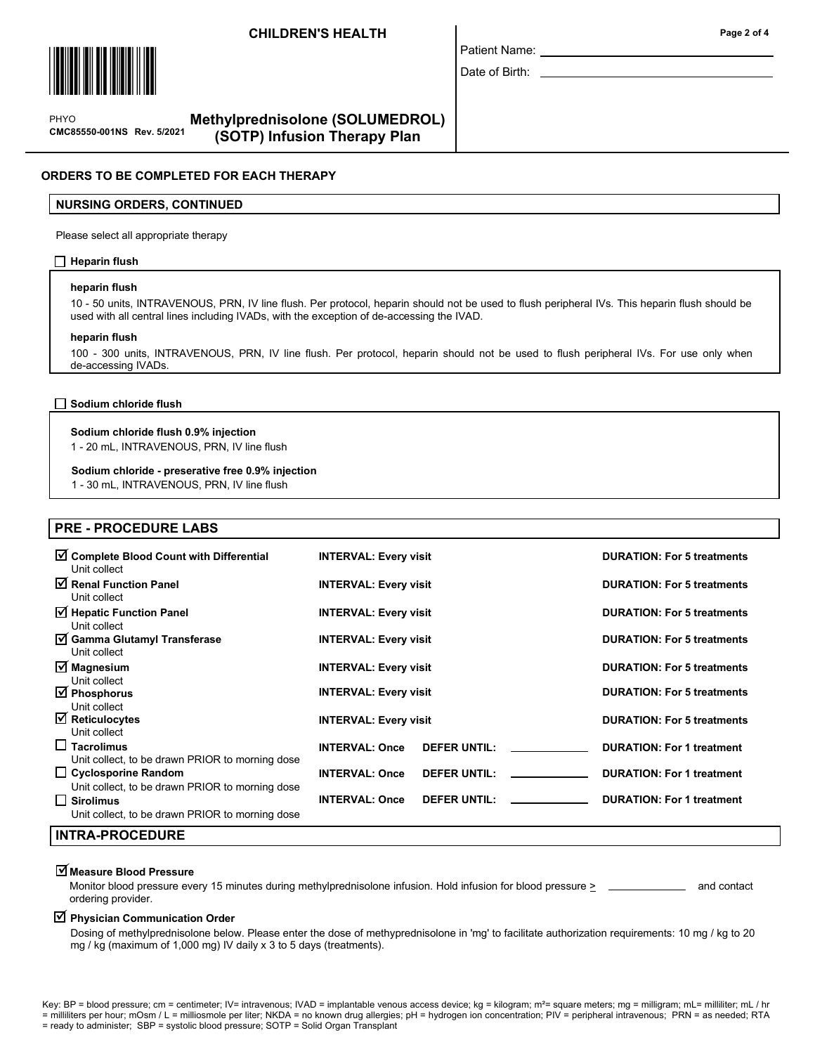CHILDREN'S HEALTH

PHYO
CMC85550-001NS Rev. 5/2021

# Methylprednisolone (SOLUMEDROL) (SOTP) Infusion Therapy Plan

Patient Name: ____________________

Date of Birth: ____________________

## ORDERS TO BE COMPLETED FOR EACH THERAPY

### NURSING ORDERS, CONTINUED

Please select all appropriate therapy

☐ **Heparin flush**

**heparin flush**
10 - 50 units, INTRAVENOUS, PRN, IV line flush. Per protocol, heparin should not be used to flush peripheral IVs. This heparin flush should be used with all central lines including IVADs, with the exception of de-accessing the IVAD.

**heparin flush**
100 - 300 units, INTRAVENOUS, PRN, IV line flush. Per protocol, heparin should not be used to flush peripheral IVs. For use only when de-accessing IVADs.

☐ **Sodium chloride flush**

**Sodium chloride flush 0.9% injection**
1 - 20 mL, INTRAVENOUS, PRN, IV line flush

**Sodium chloride - preserative free 0.9% injection**
1 - 30 mL, INTRAVENOUS, PRN, IV line flush

### PRE - PROCEDURE LABS

| Lab | Interval | Defer Until | Duration |
|---|---|---|---|
| ☑ **Complete Blood Count with Differential** Unit collect | **INTERVAL: Every visit** | | **DURATION: For 5 treatments** |
| ☑ **Renal Function Panel** Unit collect | **INTERVAL: Every visit** | | **DURATION: For 5 treatments** |
| ☑ **Hepatic Function Panel** Unit collect | **INTERVAL: Every visit** | | **DURATION: For 5 treatments** |
| ☑ **Gamma Glutamyl Transferase** Unit collect | **INTERVAL: Every visit** | | **DURATION: For 5 treatments** |
| ☑ **Magnesium** Unit collect | **INTERVAL: Every visit** | | **DURATION: For 5 treatments** |
| ☑ **Phosphorus** Unit collect | **INTERVAL: Every visit** | | **DURATION: For 5 treatments** |
| ☑ **Reticulocytes** Unit collect | **INTERVAL: Every visit** | | **DURATION: For 5 treatments** |
| ☐ **Tacrolimus** Unit collect, to be drawn PRIOR to morning dose | **INTERVAL: Once** | **DEFER UNTIL:** ________ | **DURATION: For 1 treatment** |
| ☐ **Cyclosporine Random** Unit collect, to be drawn PRIOR to morning dose | **INTERVAL: Once** | **DEFER UNTIL:** ________ | **DURATION: For 1 treatment** |
| ☐ **Sirolimus** Unit collect, to be drawn PRIOR to morning dose | **INTERVAL: Once** | **DEFER UNTIL:** ________ | **DURATION: For 1 treatment** |

### INTRA-PROCEDURE

☑ **Measure Blood Pressure**
Monitor blood pressure every 15 minutes during methylprednisolone infusion. Hold infusion for blood pressure ≥ ____________ and contact ordering provider.

☑ **Physician Communication Order**
Dosing of methylprednisolone below. Please enter the dose of methyprednisolone in 'mg' to facilitate authorization requirements: 10 mg / kg to 20 mg / kg (maximum of 1,000 mg) IV daily x 3 to 5 days (treatments).

Key: BP = blood pressure; cm = centimeter; IV= intravenous; IVAD = implantable venous access device; kg = kilogram; m² = square meters; mg = milligram; mL= milliliter; mL / hr = milliliters per hour; mOsm / L = milliosmole per liter; NKDA = no known drug allergies; pH = hydrogen ion concentration; PIV = peripheral intravenous; PRN = as needed; RTA = ready to administer; SBP = systolic blood pressure; SOTP = Solid Organ Transplant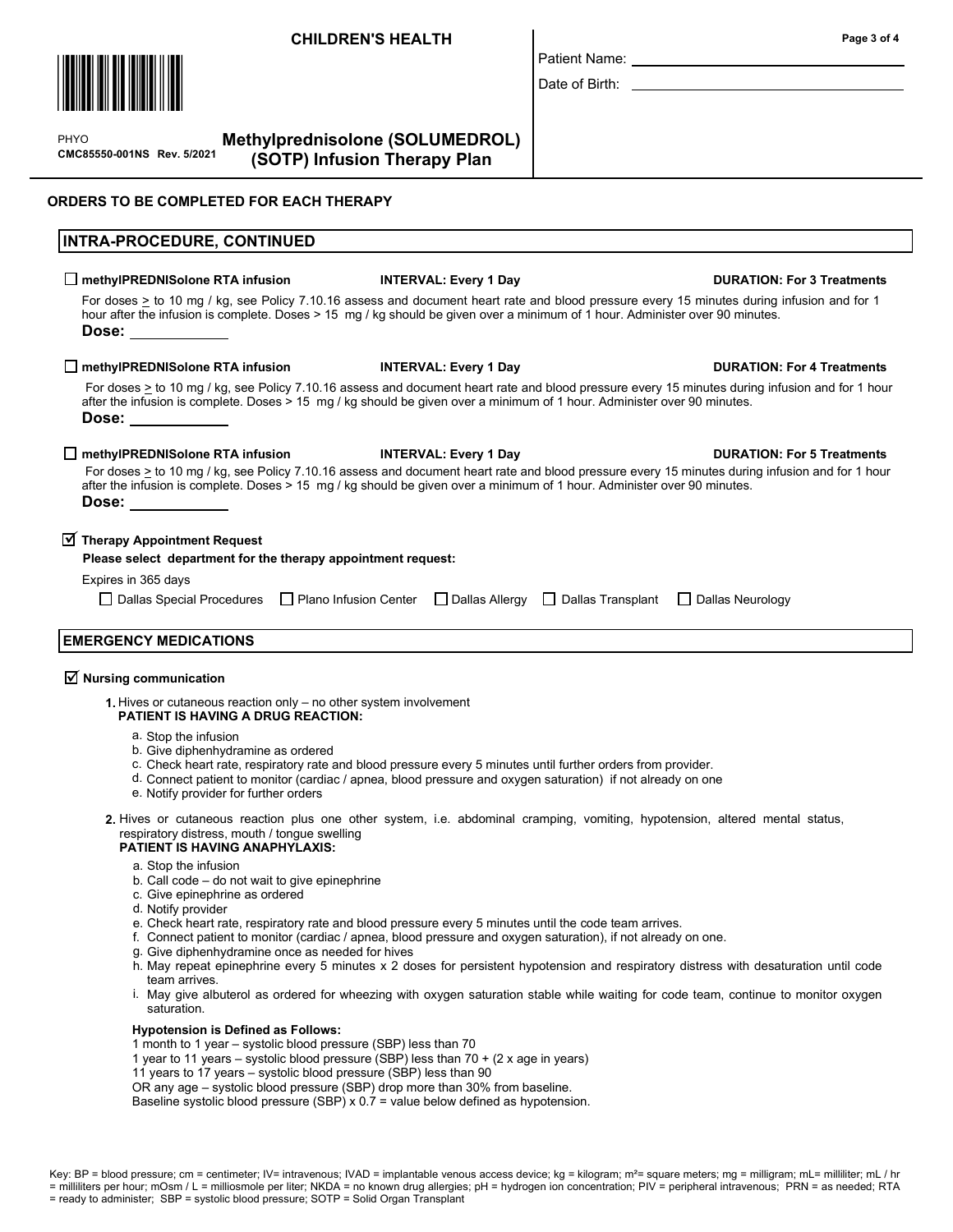**CHILDREN'S HEALTH**

PHYO
**CMC85550-001NS Rev. 5/2021**

## Methylprednisolone (SOLUMEDROL) (SOTP) Infusion Therapy Plan

Patient Name: ____________________

Date of Birth: ____________________

### ORDERS TO BE COMPLETED FOR EACH THERAPY

### INTRA-PROCEDURE, CONTINUED

☐ **methylPREDNISolone RTA infusion** **INTERVAL: Every 1 Day** **DURATION: For 3 Treatments**

For doses ≥ to 10 mg / kg, see Policy 7.10.16 assess and document heart rate and blood pressure every 15 minutes during infusion and for 1 hour after the infusion is complete. Doses > 15 mg / kg should be given over a minimum of 1 hour. Administer over 90 minutes.

**Dose:** ____________

☐ **methylPREDNISolone RTA infusion** **INTERVAL: Every 1 Day** **DURATION: For 4 Treatments**

For doses ≥ to 10 mg / kg, see Policy 7.10.16 assess and document heart rate and blood pressure every 15 minutes during infusion and for 1 hour after the infusion is complete. Doses > 15 mg / kg should be given over a minimum of 1 hour. Administer over 90 minutes.

**Dose:** ____________

☐ **methylPREDNISolone RTA infusion** **INTERVAL: Every 1 Day** **DURATION: For 5 Treatments**

For doses ≥ to 10 mg / kg, see Policy 7.10.16 assess and document heart rate and blood pressure every 15 minutes during infusion and for 1 hour after the infusion is complete. Doses > 15 mg / kg should be given over a minimum of 1 hour. Administer over 90 minutes.

**Dose:** ____________

☑ **Therapy Appointment Request**

**Please select department for the therapy appointment request:**

Expires in 365 days

☐ Dallas Special Procedures ☐ Plano Infusion Center ☐ Dallas Allergy ☐ Dallas Transplant ☐ Dallas Neurology

### EMERGENCY MEDICATIONS

☑ **Nursing communication**

1. Hives or cutaneous reaction only – no other system involvement
   **PATIENT IS HAVING A DRUG REACTION:**
   a. Stop the infusion
   b. Give diphenhydramine as ordered
   c. Check heart rate, respiratory rate and blood pressure every 5 minutes until further orders from provider.
   d. Connect patient to monitor (cardiac / apnea, blood pressure and oxygen saturation) if not already on one
   e. Notify provider for further orders

2. Hives or cutaneous reaction plus one other system, i.e. abdominal cramping, vomiting, hypotension, altered mental status, respiratory distress, mouth / tongue swelling
   **PATIENT IS HAVING ANAPHYLAXIS:**
   a. Stop the infusion
   b. Call code – do not wait to give epinephrine
   c. Give epinephrine as ordered
   d. Notify provider
   e. Check heart rate, respiratory rate and blood pressure every 5 minutes until the code team arrives.
   f. Connect patient to monitor (cardiac / apnea, blood pressure and oxygen saturation), if not already on one.
   g. Give diphenhydramine once as needed for hives
   h. May repeat epinephrine every 5 minutes x 2 doses for persistent hypotension and respiratory distress with desaturation until code team arrives.
   i. May give albuterol as ordered for wheezing with oxygen saturation stable while waiting for code team, continue to monitor oxygen saturation.

   **Hypotension is Defined as Follows:**
   1 month to 1 year – systolic blood pressure (SBP) less than 70
   1 year to 11 years – systolic blood pressure (SBP) less than 70 + (2 x age in years)
   11 years to 17 years – systolic blood pressure (SBP) less than 90
   OR any age – systolic blood pressure (SBP) drop more than 30% from baseline.
   Baseline systolic blood pressure (SBP) x 0.7 = value below defined as hypotension.

Key: BP = blood pressure; cm = centimeter; IV= intravenous; IVAD = implantable venous access device; kg = kilogram; $m^2$= square meters; mg = milligram; mL= milliliter; mL / hr = milliliters per hour; mOsm / L = milliosmole per liter; NKDA = no known drug allergies; pH = hydrogen ion concentration; PIV = peripheral intravenous; PRN = as needed; RTA = ready to administer; SBP = systolic blood pressure; SOTP = Solid Organ Transplant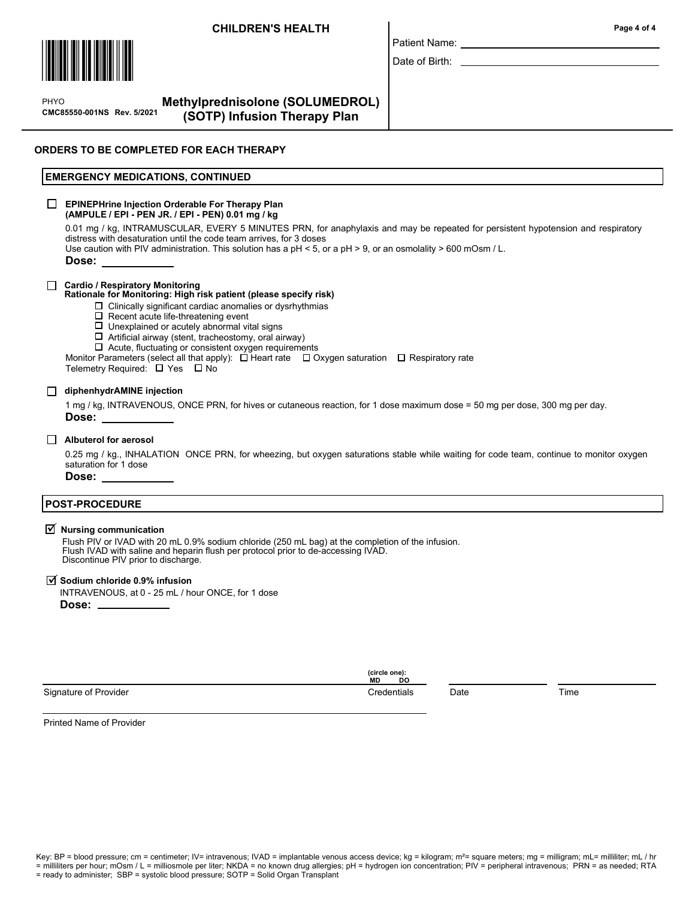CHILDREN'S HEALTH

Patient Name: \_\_\_\_\_\_\_\_\_\_\_\_\_\_\_\_\_\_\_\_

Date of Birth: \_\_\_\_\_\_\_\_\_\_\_\_\_\_\_\_\_\_\_\_

PHYO
CMC85550-001NS Rev. 5/2021

# Methylprednisolone (SOLUMEDROL) (SOTP) Infusion Therapy Plan

## ORDERS TO BE COMPLETED FOR EACH THERAPY

### EMERGENCY MEDICATIONS, CONTINUED

☐ **EPINEPHrine Injection Orderable For Therapy Plan (AMPULE / EPI - PEN JR. / EPI - PEN) 0.01 mg / kg**

0.01 mg / kg, INTRAMUSCULAR, EVERY 5 MINUTES PRN, for anaphylaxis and may be repeated for persistent hypotension and respiratory distress with desaturation until the code team arrives, for 3 doses
Use caution with PIV administration. This solution has a pH < 5, or a pH > 9, or an osmolality > 600 mOsm / L.

**Dose:** \_\_\_\_\_\_\_\_\_\_

☐ **Cardio / Respiratory Monitoring**
**Rationale for Monitoring: High risk patient (please specify risk)**

- ☐ Clinically significant cardiac anomalies or dysrhythmias
- ☐ Recent acute life-threatening event
- ☐ Unexplained or acutely abnormal vital signs
- ☐ Artificial airway (stent, tracheostomy, oral airway)
- ☐ Acute, fluctuating or consistent oxygen requirements

Monitor Parameters (select all that apply): ☐ Heart rate ☐ Oxygen saturation ☐ Respiratory rate
Telemetry Required: ☐ Yes ☐ No

☐ **diphenhydrAMINE injection**

1 mg / kg, INTRAVENOUS, ONCE PRN, for hives or cutaneous reaction, for 1 dose maximum dose = 50 mg per dose, 300 mg per day.

**Dose:** \_\_\_\_\_\_\_\_\_\_

☐ **Albuterol for aerosol**

0.25 mg / kg., INHALATION ONCE PRN, for wheezing, but oxygen saturations stable while waiting for code team, continue to monitor oxygen saturation for 1 dose

**Dose:** \_\_\_\_\_\_\_\_\_\_

### POST-PROCEDURE

☑ **Nursing communication**

Flush PIV or IVAD with 20 mL 0.9% sodium chloride (250 mL bag) at the completion of the infusion.
Flush IVAD with saline and heparin flush per protocol prior to de-accessing IVAD.
Discontinue PIV prior to discharge.

☑ **Sodium chloride 0.9% infusion**

INTRAVENOUS, at 0 - 25 mL / hour ONCE, for 1 dose

**Dose:** \_\_\_\_\_\_\_\_\_\_

Signature of Provider \_\_\_\_\_\_\_\_\_\_ Credentials (circle one): MD DO \_\_\_\_\_\_\_\_\_\_ Date \_\_\_\_\_\_\_\_\_\_ Time \_\_\_\_\_\_\_\_\_\_

Printed Name of Provider \_\_\_\_\_\_\_\_\_\_

Key: BP = blood pressure; cm = centimeter; IV= intravenous; IVAD = implantable venous access device; kg = kilogram; $m^2$= square meters; mg = milligram; mL= milliliter; mL / hr = milliliters per hour; mOsm / L = milliosmole per liter; NKDA = no known drug allergies; pH = hydrogen ion concentration; PIV = peripheral intravenous; PRN = as needed; RTA = ready to administer; SBP = systolic blood pressure; SOTP = Solid Organ Transplant